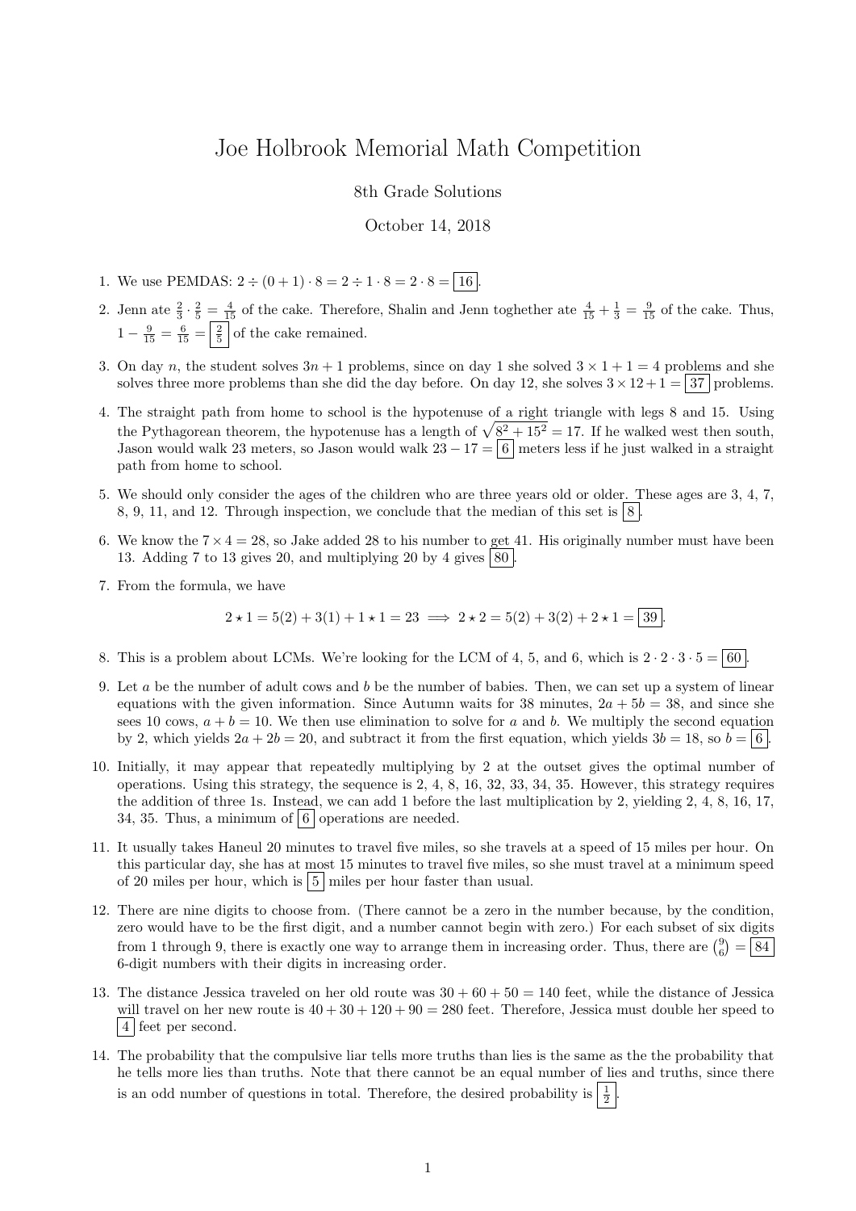# Joe Holbrook Memorial Math Competition

8th Grade Solutions

October 14, 2018

1. We use PEMDAS: $2 \div (0+1) \cdot 8 = 2 \div 1 \cdot 8 = 2 \cdot 8 = \boxed{16}$.

2. Jenn ate $\frac{2}{3} \cdot \frac{2}{5} = \frac{4}{15}$ of the cake. Therefore, Shalin and Jenn toghether ate $\frac{4}{15} + \frac{1}{3} = \frac{9}{15}$ of the cake. Thus, $1 - \frac{9}{15} = \frac{6}{15} = \boxed{\frac{2}{5}}$ of the cake remained.

3. On day $n$, the student solves $3n+1$ problems, since on day 1 she solved $3 \times 1 + 1 = 4$ problems and she solves three more problems than she did the day before. On day 12, she solves $3 \times 12 + 1 = \boxed{37}$ problems.

4. The straight path from home to school is the hypotenuse of a right triangle with legs 8 and 15. Using the Pythagorean theorem, the hypotenuse has a length of $\sqrt{8^2 + 15^2} = 17$. If he walked west then south, Jason would walk 23 meters, so Jason would walk $23 - 17 = \boxed{6}$ meters less if he just walked in a straight path from home to school.

5. We should only consider the ages of the children who are three years old or older. These ages are 3, 4, 7, 8, 9, 11, and 12. Through inspection, we conclude that the median of this set is $\boxed{8}$.

6. We know the $7 \times 4 = 28$, so Jake added 28 to his number to get 41. His originally number must have been 13. Adding 7 to 13 gives 20, and multiplying 20 by 4 gives $\boxed{80}$.

7. From the formula, we have

$$2 \star 1 = 5(2) + 3(1) + 1 \star 1 = 23 \implies 2 \star 2 = 5(2) + 3(2) + 2 \star 1 = \boxed{39}.$$

8. This is a problem about LCMs. We're looking for the LCM of 4, 5, and 6, which is $2 \cdot 2 \cdot 3 \cdot 5 = \boxed{60}$.

9. Let $a$ be the number of adult cows and $b$ be the number of babies. Then, we can set up a system of linear equations with the given information. Since Autumn waits for 38 minutes, $2a + 5b = 38$, and since she sees 10 cows, $a + b = 10$. We then use elimination to solve for $a$ and $b$. We multiply the second equation by 2, which yields $2a + 2b = 20$, and subtract it from the first equation, which yields $3b = 18$, so $b = \boxed{6}$.

10. Initially, it may appear that repeatedly multiplying by 2 at the outset gives the optimal number of operations. Using this strategy, the sequence is 2, 4, 8, 16, 32, 33, 34, 35. However, this strategy requires the addition of three 1s. Instead, we can add 1 before the last multiplication by 2, yielding 2, 4, 8, 16, 17, 34, 35. Thus, a minimum of $\boxed{6}$ operations are needed.

11. It usually takes Haneul 20 minutes to travel five miles, so she travels at a speed of 15 miles per hour. On this particular day, she has at most 15 minutes to travel five miles, so she must travel at a minimum speed of 20 miles per hour, which is $\boxed{5}$ miles per hour faster than usual.

12. There are nine digits to choose from. (There cannot be a zero in the number because, by the condition, zero would have to be the first digit, and a number cannot begin with zero.) For each subset of six digits from 1 through 9, there is exactly one way to arrange them in increasing order. Thus, there are $\binom{9}{6} = \boxed{84}$ 6-digit numbers with their digits in increasing order.

13. The distance Jessica traveled on her old route was $30 + 60 + 50 = 140$ feet, while the distance of Jessica will travel on her new route is $40 + 30 + 120 + 90 = 280$ feet. Therefore, Jessica must double her speed to $\boxed{4}$ feet per second.

14. The probability that the compulsive liar tells more truths than lies is the same as the the probability that he tells more lies than truths. Note that there cannot be an equal number of lies and truths, since there is an odd number of questions in total. Therefore, the desired probability is $\boxed{\frac{1}{2}}$.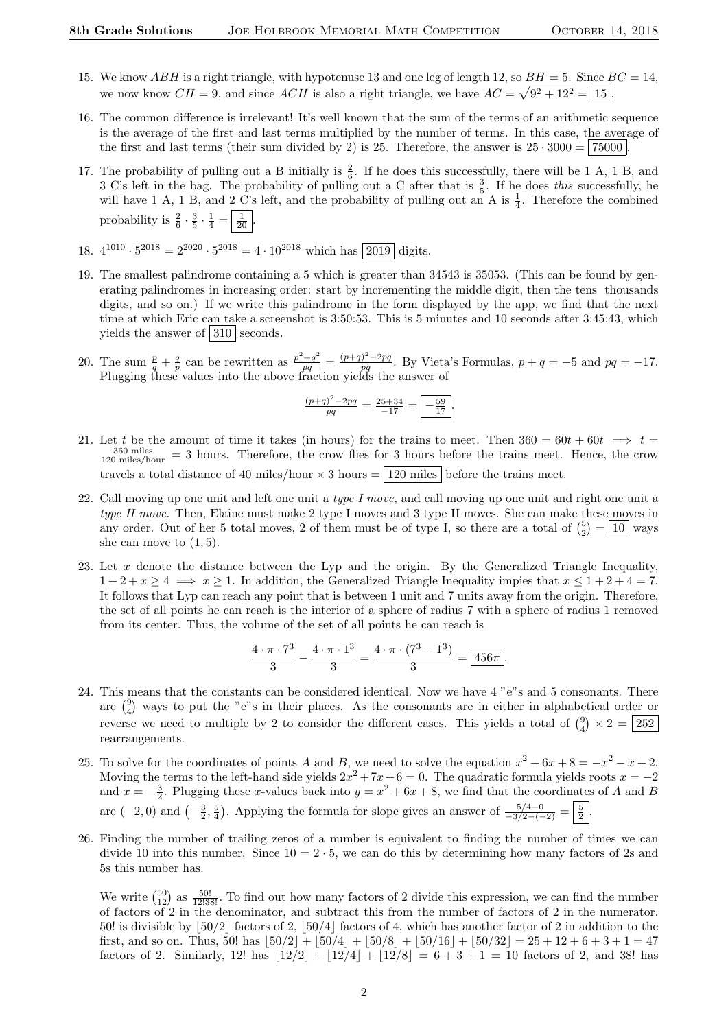15. We know $ABH$ is a right triangle, with hypotenuse 13 and one leg of length 12, so $BH = 5$. Since $BC = 14$, we now know $CH = 9$, and since $ACH$ is also a right triangle, we have $AC = \sqrt{9^2 + 12^2} = \boxed{15}$.

16. The common difference is irrelevant! It's well known that the sum of the terms of an arithmetic sequence is the average of the first and last terms multiplied by the number of terms. In this case, the average of the first and last terms (their sum divided by 2) is 25. Therefore, the answer is $25 \cdot 3000 = \boxed{75000}$.

17. The probability of pulling out a B initially is $\frac{2}{6}$. If he does this successfully, there will be 1 A, 1 B, and 3 C's left in the bag. The probability of pulling out a C after that is $\frac{3}{5}$. If he does *this* successfully, he will have 1 A, 1 B, and 2 C's left, and the probability of pulling out an A is $\frac{1}{4}$. Therefore the combined probability is $\frac{2}{6} \cdot \frac{3}{5} \cdot \frac{1}{4} = \boxed{\frac{1}{20}}$.

18. $4^{1010} \cdot 5^{2018} = 2^{2020} \cdot 5^{2018} = 4 \cdot 10^{2018}$ which has $\boxed{2019}$ digits.

19. The smallest palindrome containing a 5 which is greater than 34543 is 35053. (This can be found by generating palindromes in increasing order: start by incrementing the middle digit, then the tens thousands digits, and so on.) If we write this palindrome in the form displayed by the app, we find that the next time at which Eric can take a screenshot is 3:50:53. This is 5 minutes and 10 seconds after 3:45:43, which yields the answer of $\boxed{310}$ seconds.

20. The sum $\frac{p}{q} + \frac{q}{p}$ can be rewritten as $\frac{p^2+q^2}{pq} = \frac{(p+q)^2 - 2pq}{pq}$. By Vieta's Formulas, $p + q = -5$ and $pq = -17$. Plugging these values into the above fraction yields the answer of

$$\tfrac{(p+q)^2-2pq}{pq} = \tfrac{25+34}{-17} = \boxed{-\tfrac{59}{17}}.$$

21. Let $t$ be the amount of time it takes (in hours) for the trains to meet. Then $360 = 60t + 60t \implies t = \frac{360 \text{ miles}}{120 \text{ miles/hour}} = 3$ hours. Therefore, the crow flies for 3 hours before the trains meet. Hence, the crow travels a total distance of 40 miles/hour $\times$ 3 hours $= \boxed{120 \text{ miles}}$ before the trains meet.

22. Call moving up one unit and left one unit a *type I move,* and call moving up one unit and right one unit a *type II move.* Then, Elaine must make 2 type I moves and 3 type II moves. She can make these moves in any order. Out of her 5 total moves, 2 of them must be of type I, so there are a total of $\binom{5}{2} = \boxed{10}$ ways she can move to $(1, 5)$.

23. Let $x$ denote the distance between the Lyp and the origin. By the Generalized Triangle Inequality, $1 + 2 + x \geq 4 \implies x \geq 1$. In addition, the Generalized Triangle Inequality impies that $x \leq 1 + 2 + 4 = 7$. It follows that Lyp can reach any point that is between 1 unit and 7 units away from the origin. Therefore, the set of all points he can reach is the interior of a sphere of radius 7 with a sphere of radius 1 removed from its center. Thus, the volume of the set of all points he can reach is

$$\frac{4 \cdot \pi \cdot 7^3}{3} - \frac{4 \cdot \pi \cdot 1^3}{3} = \frac{4 \cdot \pi \cdot (7^3 - 1^3)}{3} = \boxed{456\pi}.$$

24. This means that the constants can be considered identical. Now we have 4 "e"s and 5 consonants. There are $\binom{9}{4}$ ways to put the "e"s in their places. As the consonants are in either in alphabetical order or reverse we need to multiple by 2 to consider the different cases. This yields a total of $\binom{9}{4} \times 2 = \boxed{252}$ rearrangements.

25. To solve for the coordinates of points $A$ and $B$, we need to solve the equation $x^2 + 6x + 8 = -x^2 - x + 2$. Moving the terms to the left-hand side yields $2x^2 + 7x + 6 = 0$. The quadratic formula yields roots $x = -2$ and $x = -\frac{3}{2}$. Plugging these $x$-values back into $y = x^2 + 6x + 8$, we find that the coordinates of $A$ and $B$ are $(-2, 0)$ and $\left(-\frac{3}{2}, \frac{5}{4}\right)$. Applying the formula for slope gives an answer of $\frac{5/4 - 0}{-3/2 - (-2)} = \boxed{\frac{5}{2}}$.

26. Finding the number of trailing zeros of a number is equivalent to finding the number of times we can divide 10 into this number. Since $10 = 2 \cdot 5$, we can do this by determining how many factors of 2s and 5s this number has.

    We write $\binom{50}{12}$ as $\frac{50!}{12!38!}$. To find out how many factors of 2 divide this expression, we can find the number of factors of 2 in the denominator, and subtract this from the number of factors of 2 in the numerator. 50! is divisible by $\lfloor 50/2 \rfloor$ factors of 2, $\lfloor 50/4 \rfloor$ factors of 4, which has another factor of 2 in addition to the first, and so on. Thus, 50! has $\lfloor 50/2 \rfloor + \lfloor 50/4 \rfloor + \lfloor 50/8 \rfloor + \lfloor 50/16 \rfloor + \lfloor 50/32 \rfloor = 25 + 12 + 6 + 3 + 1 = 47$ factors of 2. Similarly, 12! has $\lfloor 12/2 \rfloor + \lfloor 12/4 \rfloor + \lfloor 12/8 \rfloor = 6 + 3 + 1 = 10$ factors of 2, and 38! has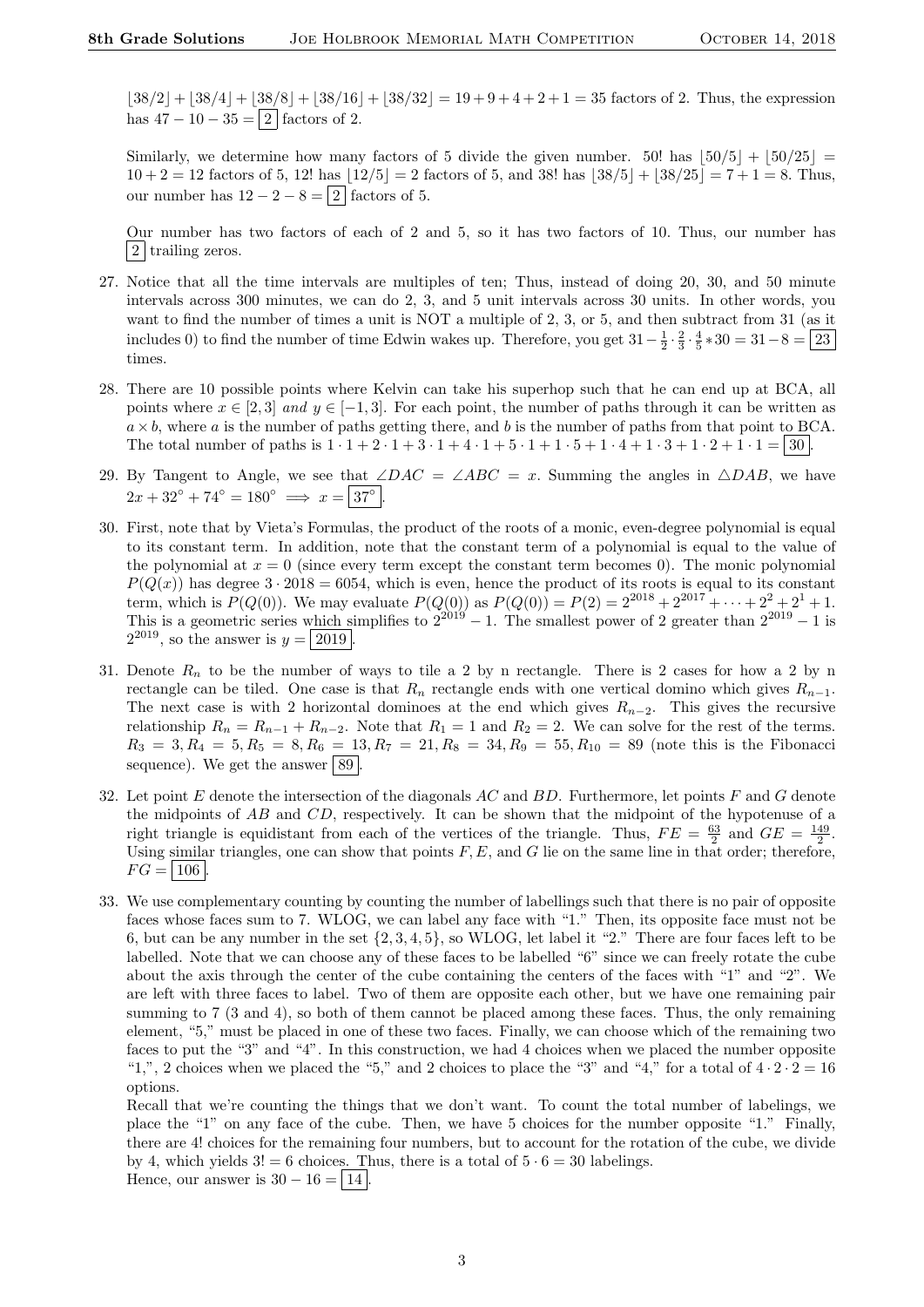$\lfloor 38/2 \rfloor + \lfloor 38/4 \rfloor + \lfloor 38/8 \rfloor + \lfloor 38/16 \rfloor + \lfloor 38/32 \rfloor = 19 + 9 + 4 + 2 + 1 = 35$ factors of 2. Thus, the expression has $47 - 10 - 35 = \boxed{2}$ factors of 2.

Similarly, we determine how many factors of 5 divide the given number. 50! has $\lfloor 50/5 \rfloor + \lfloor 50/25 \rfloor = 10 + 2 = 12$ factors of 5, 12! has $\lfloor 12/5 \rfloor = 2$ factors of 5, and 38! has $\lfloor 38/5 \rfloor + \lfloor 38/25 \rfloor = 7 + 1 = 8$. Thus, our number has $12 - 2 - 8 = \boxed{2}$ factors of 5.

Our number has two factors of each of 2 and 5, so it has two factors of 10. Thus, our number has $\boxed{2}$ trailing zeros.

27. Notice that all the time intervals are multiples of ten; Thus, instead of doing 20, 30, and 50 minute intervals across 300 minutes, we can do 2, 3, and 5 unit intervals across 30 units. In other words, you want to find the number of times a unit is NOT a multiple of 2, 3, or 5, and then subtract from 31 (as it includes 0) to find the number of time Edwin wakes up. Therefore, you get $31 - \frac{1}{2} \cdot \frac{2}{3} \cdot \frac{4}{5} * 30 = 31 - 8 = \boxed{23}$ times.

28. There are 10 possible points where Kelvin can take his superhop such that he can end up at BCA, all points where $x \in [2, 3]$ *and* $y \in [-1, 3]$. For each point, the number of paths through it can be written as $a \times b$, where $a$ is the number of paths getting there, and $b$ is the number of paths from that point to BCA. The total number of paths is $1 \cdot 1 + 2 \cdot 1 + 3 \cdot 1 + 4 \cdot 1 + 5 \cdot 1 + 1 \cdot 5 + 1 \cdot 4 + 1 \cdot 3 + 1 \cdot 2 + 1 \cdot 1 = \boxed{30}$.

29. By Tangent to Angle, we see that $\angle DAC = \angle ABC = x$. Summing the angles in $\triangle DAB$, we have $2x + 32^\circ + 74^\circ = 180^\circ \implies x = \boxed{37^\circ}$.

30. First, note that by Vieta's Formulas, the product of the roots of a monic, even-degree polynomial is equal to its constant term. In addition, note that the constant term of a polynomial is equal to the value of the polynomial at $x = 0$ (since every term except the constant term becomes 0). The monic polynomial $P(Q(x))$ has degree $3 \cdot 2018 = 6054$, which is even, hence the product of its roots is equal to its constant term, which is $P(Q(0))$. We may evaluate $P(Q(0))$ as $P(Q(0)) = P(2) = 2^{2018} + 2^{2017} + \cdots + 2^2 + 2^1 + 1$. This is a geometric series which simplifies to $2^{2019} - 1$. The smallest power of 2 greater than $2^{2019} - 1$ is $2^{2019}$, so the answer is $y = \boxed{2019}$.

31. Denote $R_n$ to be the number of ways to tile a 2 by n rectangle. There is 2 cases for how a 2 by n rectangle can be tiled. One case is that $R_n$ rectangle ends with one vertical domino which gives $R_{n-1}$. The next case is with 2 horizontal dominoes at the end which gives $R_{n-2}$. This gives the recursive relationship $R_n = R_{n-1} + R_{n-2}$. Note that $R_1 = 1$ and $R_2 = 2$. We can solve for the rest of the terms. $R_3 = 3, R_4 = 5, R_5 = 8, R_6 = 13, R_7 = 21, R_8 = 34, R_9 = 55, R_{10} = 89$ (note this is the Fibonacci sequence). We get the answer $\boxed{89}$.

32. Let point $E$ denote the intersection of the diagonals $AC$ and $BD$. Furthermore, let points $F$ and $G$ denote the midpoints of $AB$ and $CD$, respectively. It can be shown that the midpoint of the hypotenuse of a right triangle is equidistant from each of the vertices of the triangle. Thus, $FE = \frac{63}{2}$ and $GE = \frac{149}{2}$. Using similar triangles, one can show that points $F$, $E$, and $G$ lie on the same line in that order; therefore, $FG = \boxed{106}$.

33. We use complementary counting by counting the number of labellings such that there is no pair of opposite faces whose faces sum to 7. WLOG, we can label any face with "1." Then, its opposite face must not be 6, but can be any number in the set $\{2, 3, 4, 5\}$, so WLOG, let label it "2." There are four faces left to be labelled. Note that we can choose any of these faces to be labelled "6" since we can freely rotate the cube about the axis through the center of the cube containing the centers of the faces with "1" and "2". We are left with three faces to label. Two of them are opposite each other, but we have one remaining pair summing to 7 (3 and 4), so both of them cannot be placed among these faces. Thus, the only remaining element, "5," must be placed in one of these two faces. Finally, we can choose which of the remaining two faces to put the "3" and "4". In this construction, we had 4 choices when we placed the number opposite "1,", 2 choices when we placed the "5," and 2 choices to place the "3" and "4," for a total of $4 \cdot 2 \cdot 2 = 16$ options.
Recall that we're counting the things that we don't want. To count the total number of labelings, we place the "1" on any face of the cube. Then, we have 5 choices for the number opposite "1." Finally, there are 4! choices for the remaining four numbers, but to account for the rotation of the cube, we divide by 4, which yields $3! = 6$ choices. Thus, there is a total of $5 \cdot 6 = 30$ labelings.
Hence, our answer is $30 - 16 = \boxed{14}$.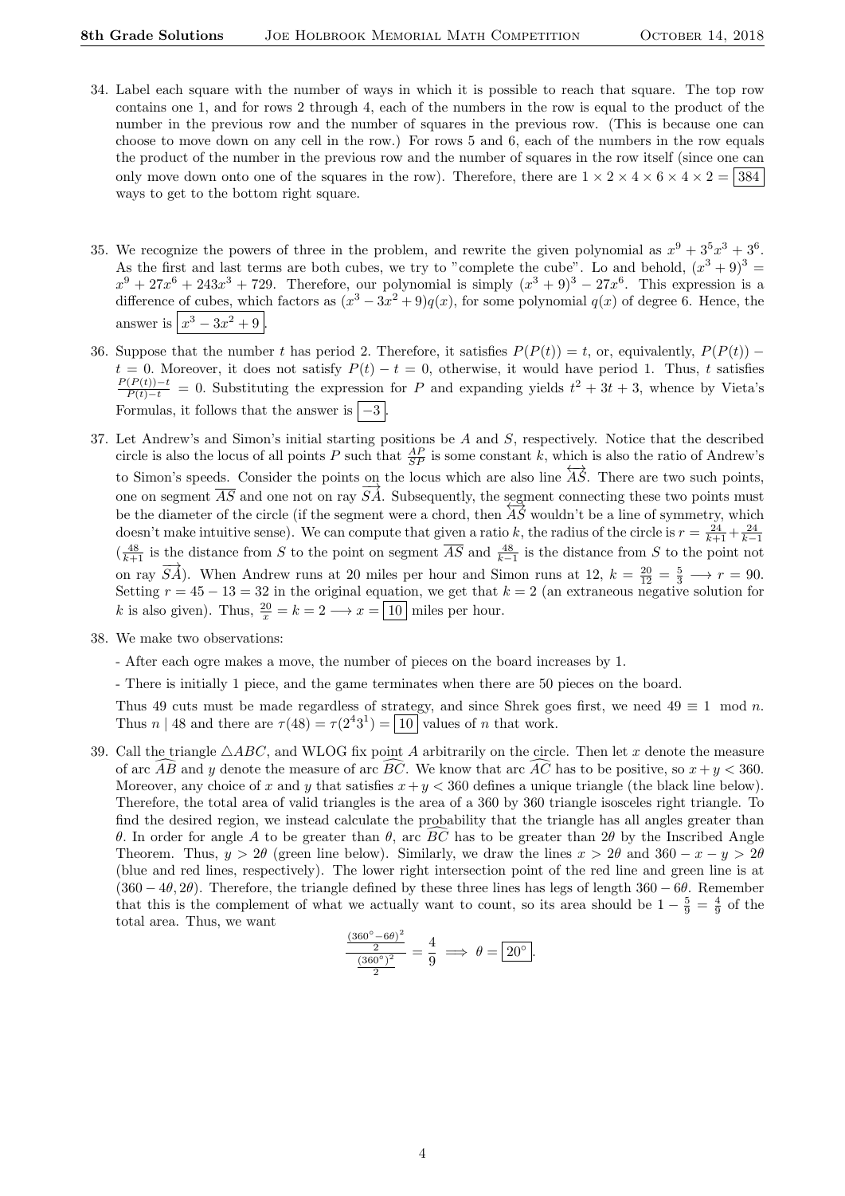34. Label each square with the number of ways in which it is possible to reach that square. The top row contains one 1, and for rows 2 through 4, each of the numbers in the row is equal to the product of the number in the previous row and the number of squares in the previous row. (This is because one can choose to move down on any cell in the row.) For rows 5 and 6, each of the numbers in the row equals the product of the number in the previous row and the number of squares in the row itself (since one can only move down onto one of the squares in the row). Therefore, there are $1 \times 2 \times 4 \times 6 \times 4 \times 2 = \boxed{384}$ ways to get to the bottom right square.

35. We recognize the powers of three in the problem, and rewrite the given polynomial as $x^9 + 3^5x^3 + 3^6$. As the first and last terms are both cubes, we try to "complete the cube". Lo and behold, $(x^3+9)^3 = x^9 + 27x^6 + 243x^3 + 729$. Therefore, our polynomial is simply $(x^3+9)^3 - 27x^6$. This expression is a difference of cubes, which factors as $(x^3 - 3x^2 + 9)q(x)$, for some polynomial $q(x)$ of degree 6. Hence, the answer is $\boxed{x^3 - 3x^2 + 9}$.

36. Suppose that the number $t$ has period 2. Therefore, it satisfies $P(P(t)) = t$, or, equivalently, $P(P(t)) - t = 0$. Moreover, it does not satisfy $P(t) - t = 0$, otherwise, it would have period 1. Thus, $t$ satisfies $\frac{P(P(t))-t}{P(t)-t} = 0$. Substituting the expression for $P$ and expanding yields $t^2 + 3t + 3$, whence by Vieta's Formulas, it follows that the answer is $\boxed{-3}$.

37. Let Andrew's and Simon's initial starting positions be $A$ and $S$, respectively. Notice that the described circle is also the locus of all points $P$ such that $\frac{AP}{SP}$ is some constant $k$, which is also the ratio of Andrew's to Simon's speeds. Consider the points on the locus which are also line $\overleftrightarrow{AS}$. There are two such points, one on segment $\overline{AS}$ and one not on ray $\overrightarrow{SA}$. Subsequently, the segment connecting these two points must be the diameter of the circle (if the segment were a chord, then $\overleftrightarrow{AS}$ wouldn't be a line of symmetry, which doesn't make intuitive sense). We can compute that given a ratio $k$, the radius of the circle is $r = \frac{24}{k+1} + \frac{24}{k-1}$ ($\frac{48}{k+1}$ is the distance from $S$ to the point on segment $\overline{AS}$ and $\frac{48}{k-1}$ is the distance from $S$ to the point not on ray $\overrightarrow{SA}$). When Andrew runs at 20 miles per hour and Simon runs at 12, $k = \frac{20}{12} = \frac{5}{3} \longrightarrow r = 90$. Setting $r = 45 - 13 = 32$ in the original equation, we get that $k = 2$ (an extraneous negative solution for $k$ is also given). Thus, $\frac{20}{x} = k = 2 \longrightarrow x = \boxed{10}$ miles per hour.

38. We make two observations:

   - After each ogre makes a move, the number of pieces on the board increases by 1.

   - There is initially 1 piece, and the game terminates when there are 50 pieces on the board.

   Thus 49 cuts must be made regardless of strategy, and since Shrek goes first, we need $49 \equiv 1 \mod n$. Thus $n \mid 48$ and there are $\tau(48) = \tau(2^4 3^1) = \boxed{10}$ values of $n$ that work.

39. Call the triangle $\triangle ABC$, and WLOG fix point $A$ arbitrarily on the circle. Then let $x$ denote the measure of arc $\widehat{AB}$ and $y$ denote the measure of arc $\widehat{BC}$. We know that arc $\widehat{AC}$ has to be positive, so $x + y < 360$. Moreover, any choice of $x$ and $y$ that satisfies $x + y < 360$ defines a unique triangle (the black line below). Therefore, the total area of valid triangles is the area of a 360 by 360 triangle isosceles right triangle. To find the desired region, we instead calculate the probability that the triangle has all angles greater than $\theta$. In order for angle $A$ to be greater than $\theta$, arc $\widehat{BC}$ has to be greater than $2\theta$ by the Inscribed Angle Theorem. Thus, $y > 2\theta$ (green line below). Similarly, we draw the lines $x > 2\theta$ and $360 - x - y > 2\theta$ (blue and red lines, respectively). The lower right intersection point of the red line and green line is at $(360 - 4\theta, 2\theta)$. Therefore, the triangle defined by these three lines has legs of length $360 - 6\theta$. Remember that this is the complement of what we actually want to count, so its area should be $1 - \frac{5}{9} = \frac{4}{9}$ of the total area. Thus, we want

$$\frac{\frac{(360^\circ - 6\theta)^2}{2}}{\frac{(360^\circ)^2}{2}} = \frac{4}{9} \implies \theta = \boxed{20^\circ}.$$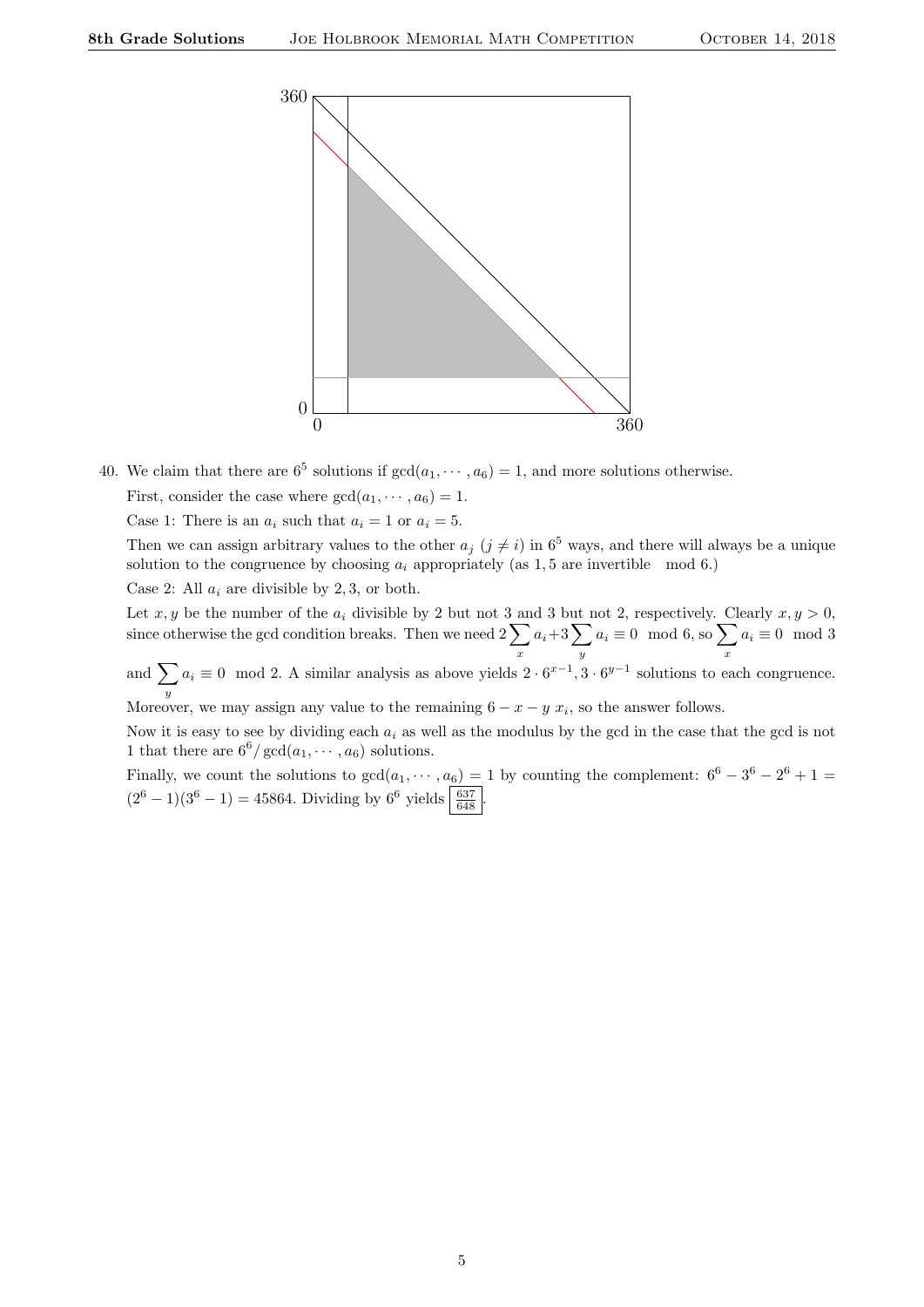360

0

0

360

40. We claim that there are $6^5$ solutions if $\gcd(a_1, \cdots, a_6) = 1$, and more solutions otherwise.

First, consider the case where $\gcd(a_1, \cdots, a_6) = 1$.

Case 1: There is an $a_i$ such that $a_i = 1$ or $a_i = 5$.

Then we can assign arbitrary values to the other $a_j$ ($j \neq i$) in $6^5$ ways, and there will always be a unique solution to the congruence by choosing $a_i$ appropriately (as $1, 5$ are invertible $\mod 6$.)

Case 2: All $a_i$ are divisible by $2, 3$, or both.

Let $x, y$ be the number of the $a_i$ divisible by 2 but not 3 and 3 but not 2, respectively. Clearly $x, y > 0$, since otherwise the gcd condition breaks. Then we need $2\sum_x a_i + 3\sum_y a_i \equiv 0 \mod 6$, so $\sum_x a_i \equiv 0 \mod 3$ and $\sum_y a_i \equiv 0 \mod 2$. A similar analysis as above yields $2 \cdot 6^{x-1}, 3 \cdot 6^{y-1}$ solutions to each congruence. Moreover, we may assign any value to the remaining $6 - x - y$ $x_i$, so the answer follows.

Now it is easy to see by dividing each $a_i$ as well as the modulus by the gcd in the case that the gcd is not 1 that there are $6^6 / \gcd(a_1, \cdots, a_6)$ solutions.

Finally, we count the solutions to $\gcd(a_1, \cdots, a_6) = 1$ by counting the complement: $6^6 - 3^6 - 2^6 + 1 = (2^6 - 1)(3^6 - 1) = 45864$. Dividing by $6^6$ yields $\boxed{\frac{637}{648}}$.